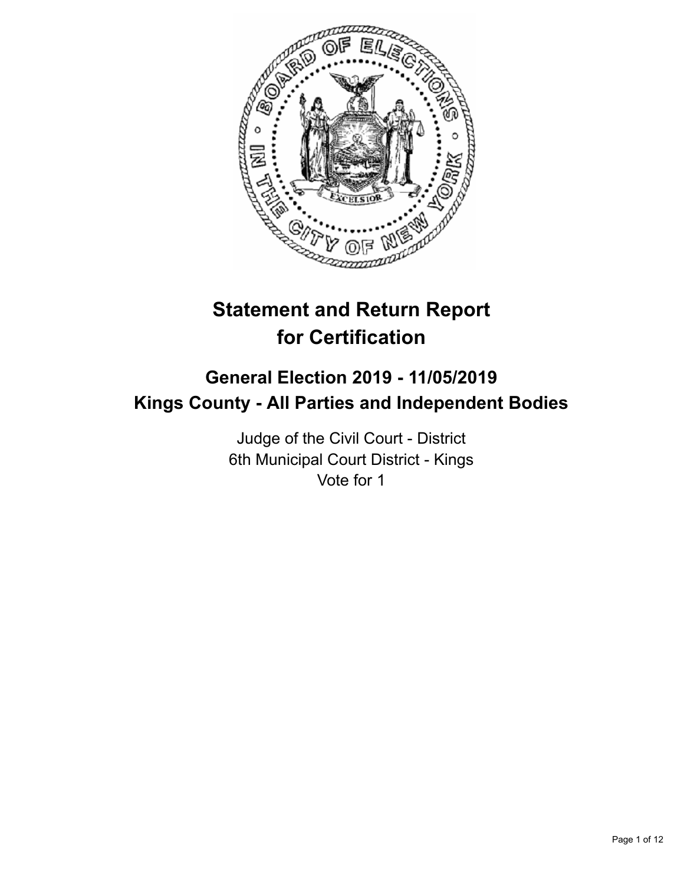# Statement and Return Report for Certification

## General Election 2019 - 11/05/2019
## Kings County - All Parties and Independent Bodies

Judge of the Civil Court - District
6th Municipal Court District - Kings
Vote for 1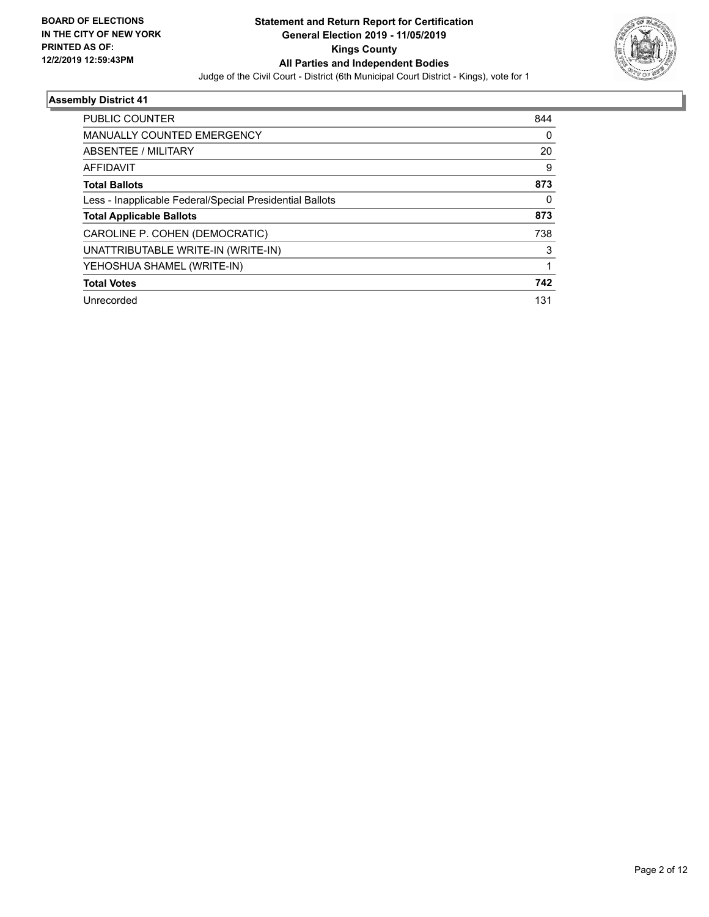**BOARD OF ELECTIONS IN THE CITY OF NEW YORK PRINTED AS OF: 12/2/2019 12:59:43PM**

# Statement and Return Report for Certification
## General Election 2019 - 11/05/2019
## Kings County
## All Parties and Independent Bodies

Judge of the Civil Court - District (6th Municipal Court District - Kings), vote for 1

### Assembly District 41

| | |
|---|---|
| PUBLIC COUNTER | 844 |
| MANUALLY COUNTED EMERGENCY | 0 |
| ABSENTEE / MILITARY | 20 |
| AFFIDAVIT | 9 |
| **Total Ballots** | **873** |
| Less - Inapplicable Federal/Special Presidential Ballots | 0 |
| **Total Applicable Ballots** | **873** |
| CAROLINE P. COHEN (DEMOCRATIC) | 738 |
| UNATTRIBUTABLE WRITE-IN (WRITE-IN) | 3 |
| YEHOSHUA SHAMEL (WRITE-IN) | 1 |
| **Total Votes** | **742** |
| Unrecorded | 131 |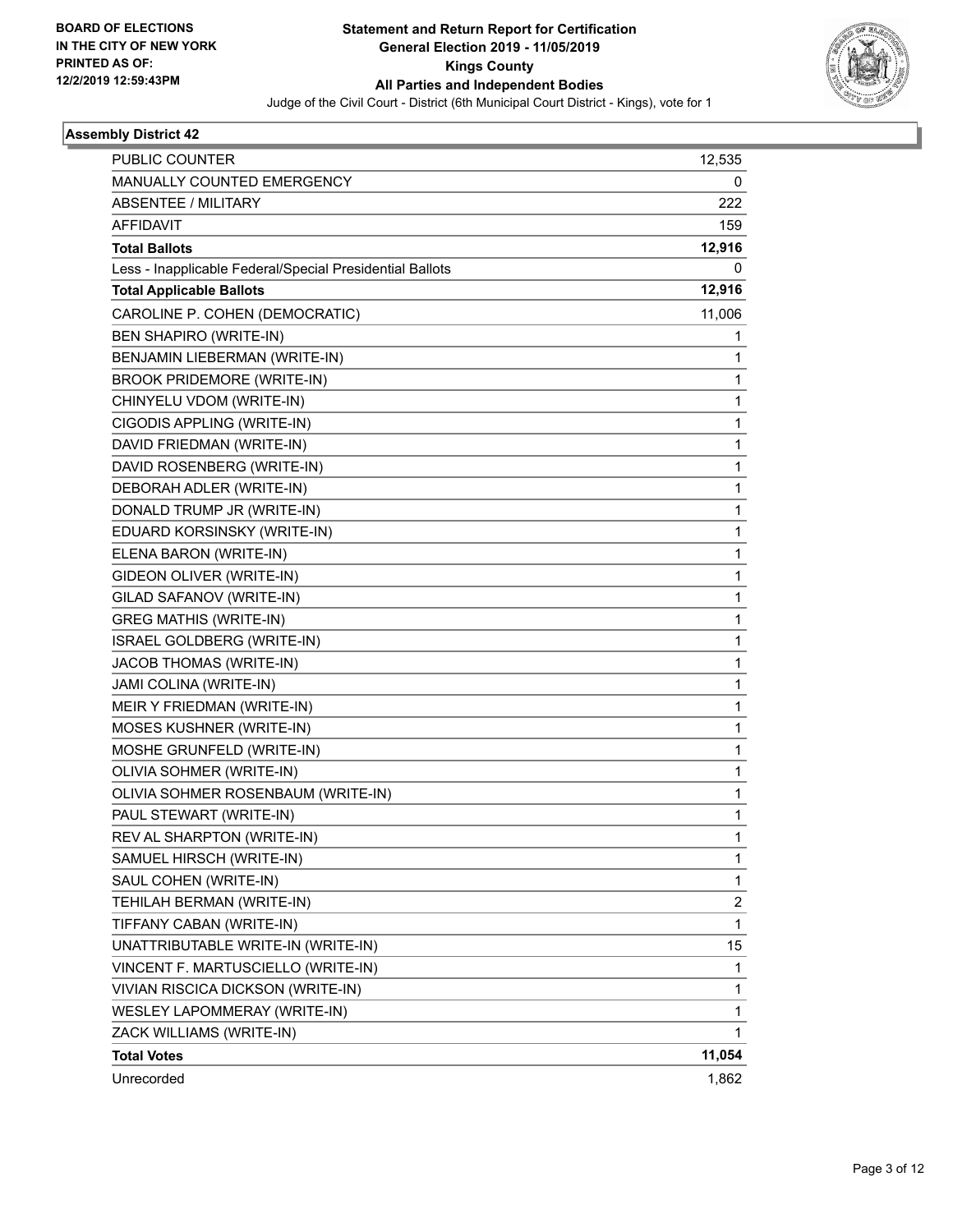BOARD OF ELECTIONS
IN THE CITY OF NEW YORK
PRINTED AS OF:
12/2/2019 12:59:43PM

# Statement and Return Report for Certification
## General Election 2019 - 11/05/2019
## Kings County
## All Parties and Independent Bodies

Judge of the Civil Court - District (6th Municipal Court District - Kings), vote for 1

### Assembly District 42

| | |
|---|---|
| PUBLIC COUNTER | 12,535 |
| MANUALLY COUNTED EMERGENCY | 0 |
| ABSENTEE / MILITARY | 222 |
| AFFIDAVIT | 159 |
| **Total Ballots** | **12,916** |
| Less - Inapplicable Federal/Special Presidential Ballots | 0 |
| **Total Applicable Ballots** | **12,916** |
| CAROLINE P. COHEN (DEMOCRATIC) | 11,006 |
| BEN SHAPIRO (WRITE-IN) | 1 |
| BENJAMIN LIEBERMAN (WRITE-IN) | 1 |
| BROOK PRIDEMORE (WRITE-IN) | 1 |
| CHINYELU VDOM (WRITE-IN) | 1 |
| CIGODIS APPLING (WRITE-IN) | 1 |
| DAVID FRIEDMAN (WRITE-IN) | 1 |
| DAVID ROSENBERG (WRITE-IN) | 1 |
| DEBORAH ADLER (WRITE-IN) | 1 |
| DONALD TRUMP JR (WRITE-IN) | 1 |
| EDUARD KORSINSKY (WRITE-IN) | 1 |
| ELENA BARON (WRITE-IN) | 1 |
| GIDEON OLIVER (WRITE-IN) | 1 |
| GILAD SAFANOV (WRITE-IN) | 1 |
| GREG MATHIS (WRITE-IN) | 1 |
| ISRAEL GOLDBERG (WRITE-IN) | 1 |
| JACOB THOMAS (WRITE-IN) | 1 |
| JAMI COLINA (WRITE-IN) | 1 |
| MEIR Y FRIEDMAN (WRITE-IN) | 1 |
| MOSES KUSHNER (WRITE-IN) | 1 |
| MOSHE GRUNFELD (WRITE-IN) | 1 |
| OLIVIA SOHMER (WRITE-IN) | 1 |
| OLIVIA SOHMER ROSENBAUM (WRITE-IN) | 1 |
| PAUL STEWART (WRITE-IN) | 1 |
| REV AL SHARPTON (WRITE-IN) | 1 |
| SAMUEL HIRSCH (WRITE-IN) | 1 |
| SAUL COHEN (WRITE-IN) | 1 |
| TEHILAH BERMAN (WRITE-IN) | 2 |
| TIFFANY CABAN (WRITE-IN) | 1 |
| UNATTRIBUTABLE WRITE-IN (WRITE-IN) | 15 |
| VINCENT F. MARTUSCIELLO (WRITE-IN) | 1 |
| VIVIAN RISCICA DICKSON (WRITE-IN) | 1 |
| WESLEY LAPOMMERAY (WRITE-IN) | 1 |
| ZACK WILLIAMS (WRITE-IN) | 1 |
| **Total Votes** | **11,054** |
| Unrecorded | 1,862 |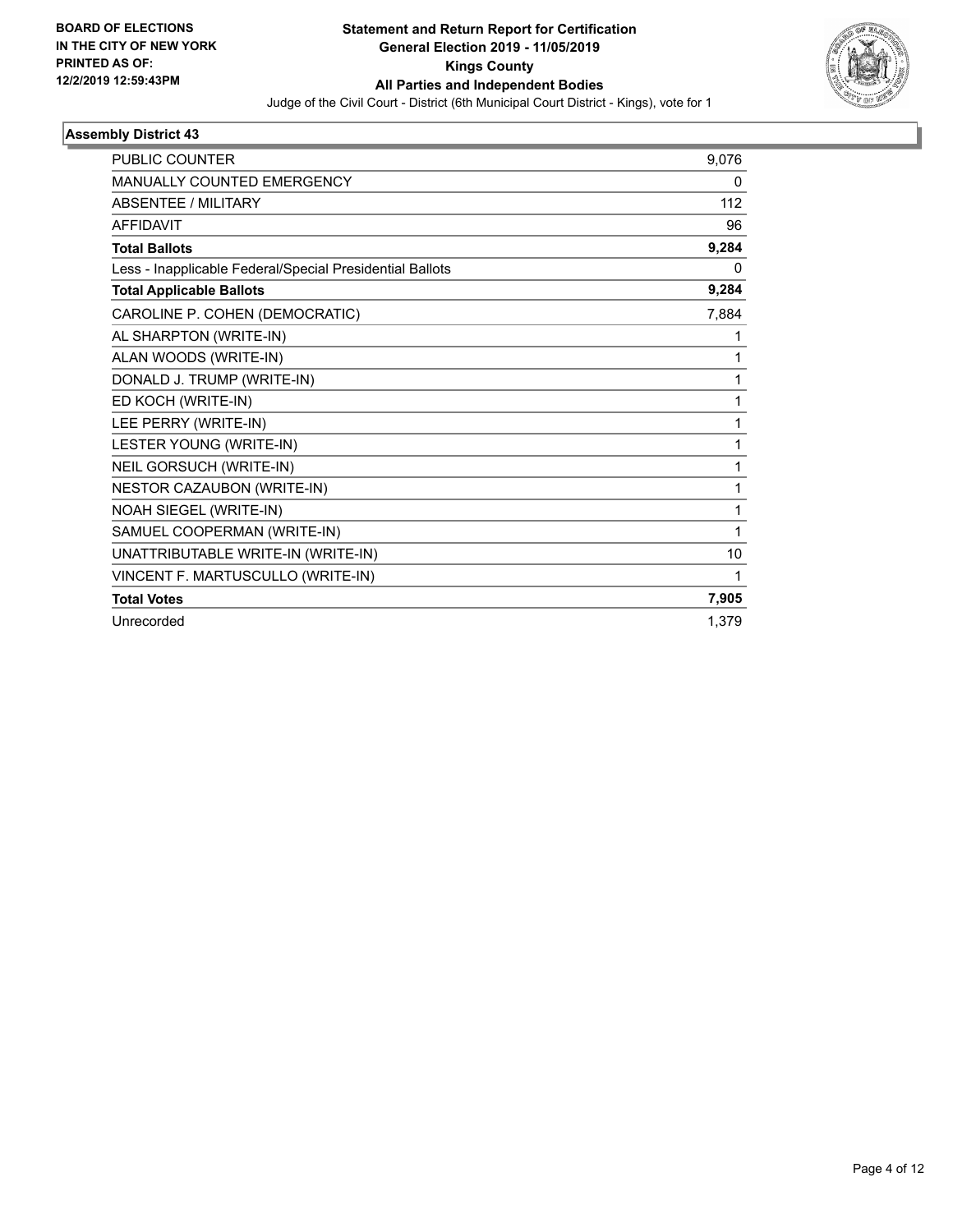**BOARD OF ELECTIONS IN THE CITY OF NEW YORK PRINTED AS OF: 12/2/2019 12:59:43PM**

# Statement and Return Report for Certification
## General Election 2019 - 11/05/2019
## Kings County
## All Parties and Independent Bodies

Judge of the Civil Court - District (6th Municipal Court District - Kings), vote for 1

### Assembly District 43

| | |
|---|---|
| PUBLIC COUNTER | 9,076 |
| MANUALLY COUNTED EMERGENCY | 0 |
| ABSENTEE / MILITARY | 112 |
| AFFIDAVIT | 96 |
| **Total Ballots** | **9,284** |
| Less - Inapplicable Federal/Special Presidential Ballots | 0 |
| **Total Applicable Ballots** | **9,284** |
| CAROLINE P. COHEN (DEMOCRATIC) | 7,884 |
| AL SHARPTON (WRITE-IN) | 1 |
| ALAN WOODS (WRITE-IN) | 1 |
| DONALD J. TRUMP (WRITE-IN) | 1 |
| ED KOCH (WRITE-IN) | 1 |
| LEE PERRY (WRITE-IN) | 1 |
| LESTER YOUNG (WRITE-IN) | 1 |
| NEIL GORSUCH (WRITE-IN) | 1 |
| NESTOR CAZAUBON (WRITE-IN) | 1 |
| NOAH SIEGEL (WRITE-IN) | 1 |
| SAMUEL COOPERMAN (WRITE-IN) | 1 |
| UNATTRIBUTABLE WRITE-IN (WRITE-IN) | 10 |
| VINCENT F. MARTUSCULLO (WRITE-IN) | 1 |
| **Total Votes** | **7,905** |
| Unrecorded | 1,379 |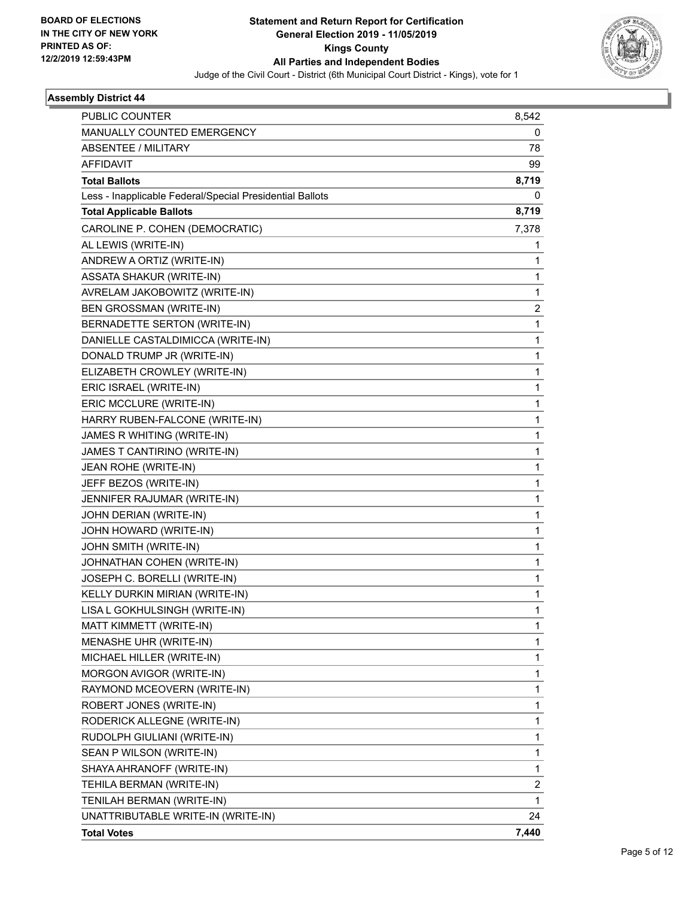**BOARD OF ELECTIONS IN THE CITY OF NEW YORK PRINTED AS OF: 12/2/2019 12:59:43PM**

# Statement and Return Report for Certification General Election 2019 - 11/05/2019 Kings County All Parties and Independent Bodies

Judge of the Civil Court - District (6th Municipal Court District - Kings), vote for 1

## Assembly District 44

| | |
|---|---|
| PUBLIC COUNTER | 8,542 |
| MANUALLY COUNTED EMERGENCY | 0 |
| ABSENTEE / MILITARY | 78 |
| AFFIDAVIT | 99 |
| **Total Ballots** | **8,719** |
| Less - Inapplicable Federal/Special Presidential Ballots | 0 |
| **Total Applicable Ballots** | **8,719** |
| CAROLINE P. COHEN (DEMOCRATIC) | 7,378 |
| AL LEWIS (WRITE-IN) | 1 |
| ANDREW A ORTIZ (WRITE-IN) | 1 |
| ASSATA SHAKUR (WRITE-IN) | 1 |
| AVRELAM JAKOBOWITZ (WRITE-IN) | 1 |
| BEN GROSSMAN (WRITE-IN) | 2 |
| BERNADETTE SERTON (WRITE-IN) | 1 |
| DANIELLE CASTALDIMICCA (WRITE-IN) | 1 |
| DONALD TRUMP JR (WRITE-IN) | 1 |
| ELIZABETH CROWLEY (WRITE-IN) | 1 |
| ERIC ISRAEL (WRITE-IN) | 1 |
| ERIC MCCLURE (WRITE-IN) | 1 |
| HARRY RUBEN-FALCONE (WRITE-IN) | 1 |
| JAMES R WHITING (WRITE-IN) | 1 |
| JAMES T CANTIRINO (WRITE-IN) | 1 |
| JEAN ROHE (WRITE-IN) | 1 |
| JEFF BEZOS (WRITE-IN) | 1 |
| JENNIFER RAJUMAR (WRITE-IN) | 1 |
| JOHN DERIAN (WRITE-IN) | 1 |
| JOHN HOWARD (WRITE-IN) | 1 |
| JOHN SMITH (WRITE-IN) | 1 |
| JOHNATHAN COHEN (WRITE-IN) | 1 |
| JOSEPH C. BORELLI (WRITE-IN) | 1 |
| KELLY DURKIN MIRIAN (WRITE-IN) | 1 |
| LISA L GOKHULSINGH (WRITE-IN) | 1 |
| MATT KIMMETT (WRITE-IN) | 1 |
| MENASHE UHR (WRITE-IN) | 1 |
| MICHAEL HILLER (WRITE-IN) | 1 |
| MORGON AVIGOR (WRITE-IN) | 1 |
| RAYMOND MCEOVERN (WRITE-IN) | 1 |
| ROBERT JONES (WRITE-IN) | 1 |
| RODERICK ALLEGNE (WRITE-IN) | 1 |
| RUDOLPH GIULIANI (WRITE-IN) | 1 |
| SEAN P WILSON (WRITE-IN) | 1 |
| SHAYA AHRANOFF (WRITE-IN) | 1 |
| TEHILA BERMAN (WRITE-IN) | 2 |
| TENILAH BERMAN (WRITE-IN) | 1 |
| UNATTRIBUTABLE WRITE-IN (WRITE-IN) | 24 |
| **Total Votes** | **7,440** |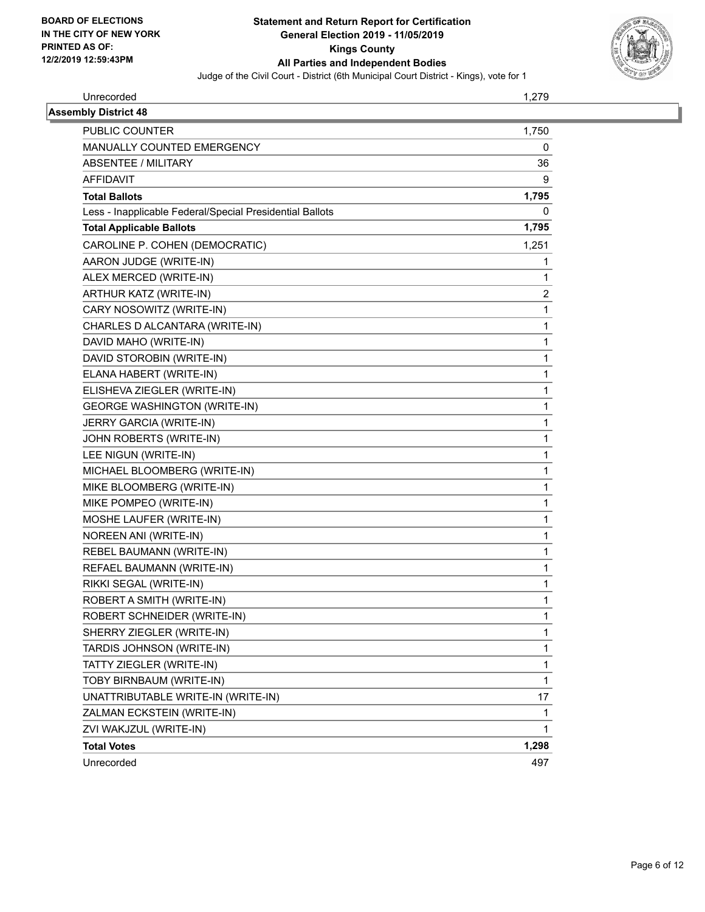| | |
|---|---|
| Unrecorded | 1,279 |

**Assembly District 48**

| | |
|---|---|
| PUBLIC COUNTER | 1,750 |
| MANUALLY COUNTED EMERGENCY | 0 |
| ABSENTEE / MILITARY | 36 |
| AFFIDAVIT | 9 |
| **Total Ballots** | **1,795** |
| Less - Inapplicable Federal/Special Presidential Ballots | 0 |
| **Total Applicable Ballots** | **1,795** |
| CAROLINE P. COHEN (DEMOCRATIC) | 1,251 |
| AARON JUDGE (WRITE-IN) | 1 |
| ALEX MERCED (WRITE-IN) | 1 |
| ARTHUR KATZ (WRITE-IN) | 2 |
| CARY NOSOWITZ (WRITE-IN) | 1 |
| CHARLES D ALCANTARA (WRITE-IN) | 1 |
| DAVID MAHO (WRITE-IN) | 1 |
| DAVID STOROBIN (WRITE-IN) | 1 |
| ELANA HABERT (WRITE-IN) | 1 |
| ELISHEVA ZIEGLER (WRITE-IN) | 1 |
| GEORGE WASHINGTON (WRITE-IN) | 1 |
| JERRY GARCIA (WRITE-IN) | 1 |
| JOHN ROBERTS (WRITE-IN) | 1 |
| LEE NIGUN (WRITE-IN) | 1 |
| MICHAEL BLOOMBERG (WRITE-IN) | 1 |
| MIKE BLOOMBERG (WRITE-IN) | 1 |
| MIKE POMPEO (WRITE-IN) | 1 |
| MOSHE LAUFER (WRITE-IN) | 1 |
| NOREEN ANI (WRITE-IN) | 1 |
| REBEL BAUMANN (WRITE-IN) | 1 |
| REFAEL BAUMANN (WRITE-IN) | 1 |
| RIKKI SEGAL (WRITE-IN) | 1 |
| ROBERT A SMITH (WRITE-IN) | 1 |
| ROBERT SCHNEIDER (WRITE-IN) | 1 |
| SHERRY ZIEGLER (WRITE-IN) | 1 |
| TARDIS JOHNSON (WRITE-IN) | 1 |
| TATTY ZIEGLER (WRITE-IN) | 1 |
| TOBY BIRNBAUM (WRITE-IN) | 1 |
| UNATTRIBUTABLE WRITE-IN (WRITE-IN) | 17 |
| ZALMAN ECKSTEIN (WRITE-IN) | 1 |
| ZVI WAKJZUL (WRITE-IN) | 1 |
| **Total Votes** | **1,298** |
| Unrecorded | 497 |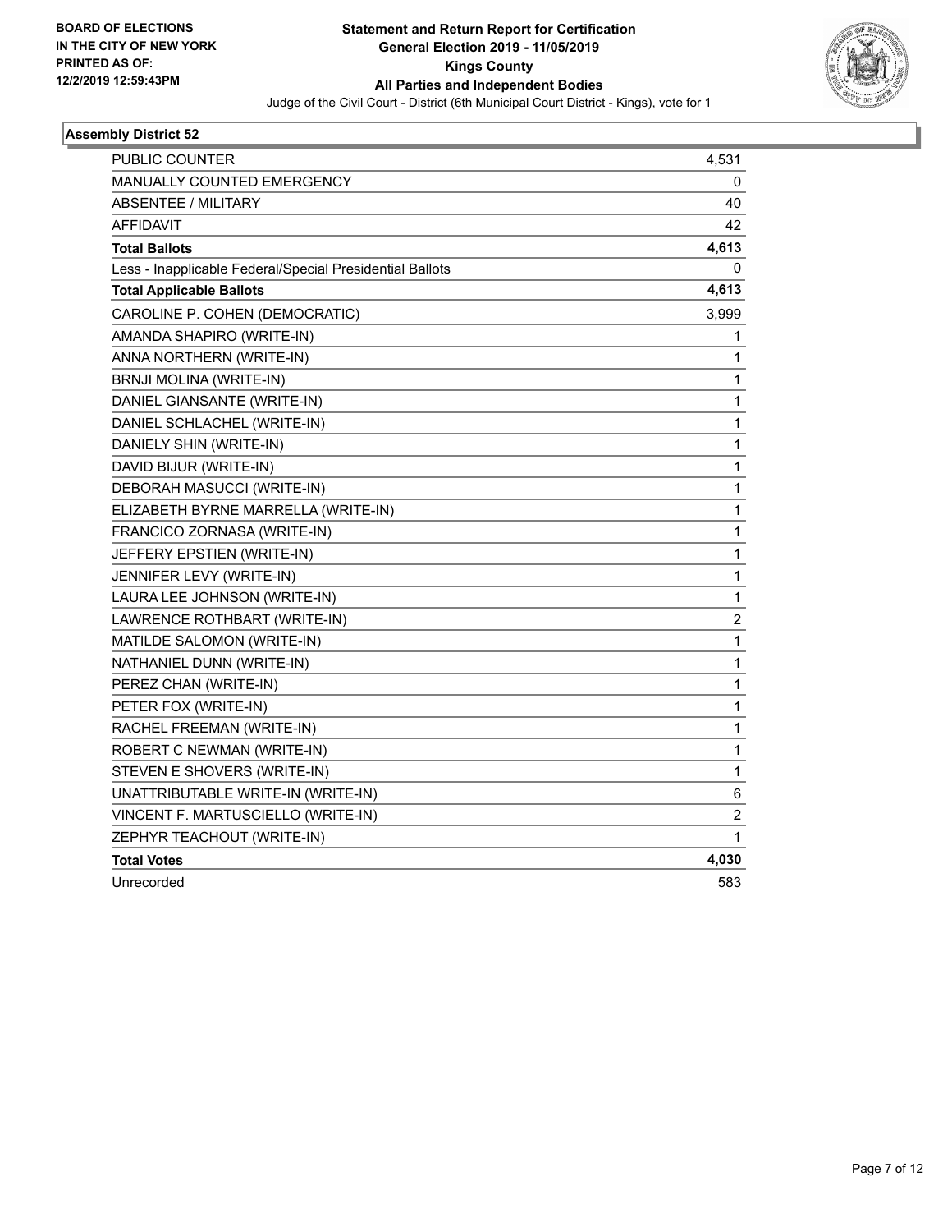BOARD OF ELECTIONS
IN THE CITY OF NEW YORK
PRINTED AS OF:
12/2/2019 12:59:43PM

# Statement and Return Report for Certification
## General Election 2019 - 11/05/2019
## Kings County
## All Parties and Independent Bodies

Judge of the Civil Court - District (6th Municipal Court District - Kings), vote for 1

### Assembly District 52

| | |
|---|---|
| PUBLIC COUNTER | 4,531 |
| MANUALLY COUNTED EMERGENCY | 0 |
| ABSENTEE / MILITARY | 40 |
| AFFIDAVIT | 42 |
| **Total Ballots** | **4,613** |
| Less - Inapplicable Federal/Special Presidential Ballots | 0 |
| **Total Applicable Ballots** | **4,613** |
| CAROLINE P. COHEN (DEMOCRATIC) | 3,999 |
| AMANDA SHAPIRO (WRITE-IN) | 1 |
| ANNA NORTHERN (WRITE-IN) | 1 |
| BRNJI MOLINA (WRITE-IN) | 1 |
| DANIEL GIANSANTE (WRITE-IN) | 1 |
| DANIEL SCHLACHEL (WRITE-IN) | 1 |
| DANIELY SHIN (WRITE-IN) | 1 |
| DAVID BIJUR (WRITE-IN) | 1 |
| DEBORAH MASUCCI (WRITE-IN) | 1 |
| ELIZABETH BYRNE MARRELLA (WRITE-IN) | 1 |
| FRANCICO ZORNASA (WRITE-IN) | 1 |
| JEFFERY EPSTIEN (WRITE-IN) | 1 |
| JENNIFER LEVY (WRITE-IN) | 1 |
| LAURA LEE JOHNSON (WRITE-IN) | 1 |
| LAWRENCE ROTHBART (WRITE-IN) | 2 |
| MATILDE SALOMON (WRITE-IN) | 1 |
| NATHANIEL DUNN (WRITE-IN) | 1 |
| PEREZ CHAN (WRITE-IN) | 1 |
| PETER FOX (WRITE-IN) | 1 |
| RACHEL FREEMAN (WRITE-IN) | 1 |
| ROBERT C NEWMAN (WRITE-IN) | 1 |
| STEVEN E SHOVERS (WRITE-IN) | 1 |
| UNATTRIBUTABLE WRITE-IN (WRITE-IN) | 6 |
| VINCENT F. MARTUSCIELLO (WRITE-IN) | 2 |
| ZEPHYR TEACHOUT (WRITE-IN) | 1 |
| **Total Votes** | **4,030** |
| Unrecorded | 583 |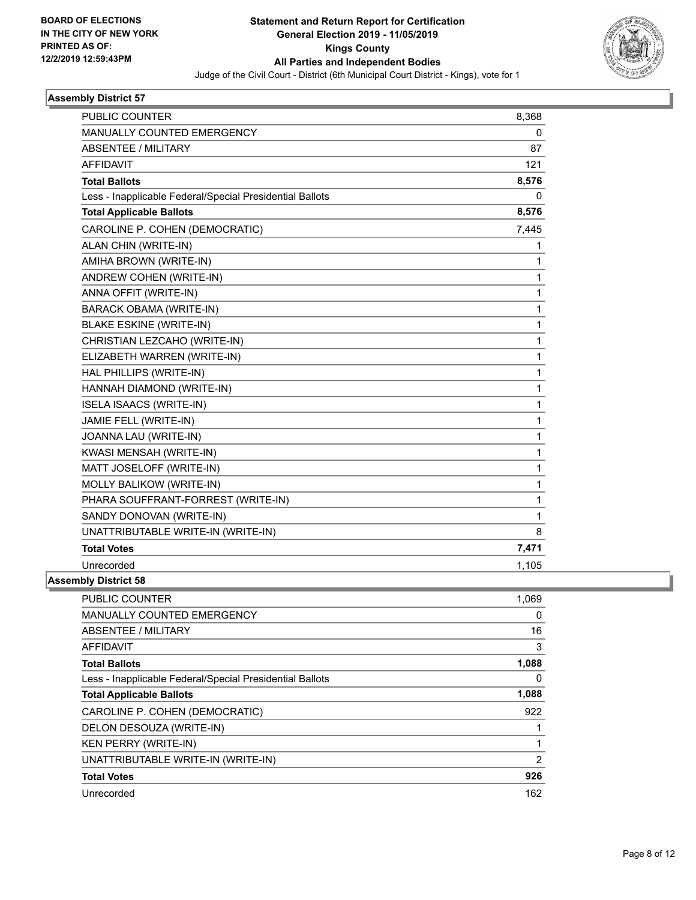**BOARD OF ELECTIONS IN THE CITY OF NEW YORK PRINTED AS OF: 12/2/2019 12:59:43PM**

**Statement and Return Report for Certification**
**General Election 2019 - 11/05/2019**
**Kings County**
**All Parties and Independent Bodies**
Judge of the Civil Court - District (6th Municipal Court District - Kings), vote for 1

### Assembly District 57

| | |
|---|---|
| PUBLIC COUNTER | 8,368 |
| MANUALLY COUNTED EMERGENCY | 0 |
| ABSENTEE / MILITARY | 87 |
| AFFIDAVIT | 121 |
| **Total Ballots** | **8,576** |
| Less - Inapplicable Federal/Special Presidential Ballots | 0 |
| **Total Applicable Ballots** | **8,576** |
| CAROLINE P. COHEN (DEMOCRATIC) | 7,445 |
| ALAN CHIN (WRITE-IN) | 1 |
| AMIHA BROWN (WRITE-IN) | 1 |
| ANDREW COHEN (WRITE-IN) | 1 |
| ANNA OFFIT (WRITE-IN) | 1 |
| BARACK OBAMA (WRITE-IN) | 1 |
| BLAKE ESKINE (WRITE-IN) | 1 |
| CHRISTIAN LEZCAHO (WRITE-IN) | 1 |
| ELIZABETH WARREN (WRITE-IN) | 1 |
| HAL PHILLIPS (WRITE-IN) | 1 |
| HANNAH DIAMOND (WRITE-IN) | 1 |
| ISELA ISAACS (WRITE-IN) | 1 |
| JAMIE FELL (WRITE-IN) | 1 |
| JOANNA LAU (WRITE-IN) | 1 |
| KWASI MENSAH (WRITE-IN) | 1 |
| MATT JOSELOFF (WRITE-IN) | 1 |
| MOLLY BALIKOW (WRITE-IN) | 1 |
| PHARA SOUFFRANT-FORREST (WRITE-IN) | 1 |
| SANDY DONOVAN (WRITE-IN) | 1 |
| UNATTRIBUTABLE WRITE-IN (WRITE-IN) | 8 |
| **Total Votes** | **7,471** |
| Unrecorded | 1,105 |

### Assembly District 58

| | |
|---|---|
| PUBLIC COUNTER | 1,069 |
| MANUALLY COUNTED EMERGENCY | 0 |
| ABSENTEE / MILITARY | 16 |
| AFFIDAVIT | 3 |
| **Total Ballots** | **1,088** |
| Less - Inapplicable Federal/Special Presidential Ballots | 0 |
| **Total Applicable Ballots** | **1,088** |
| CAROLINE P. COHEN (DEMOCRATIC) | 922 |
| DELON DESOUZA (WRITE-IN) | 1 |
| KEN PERRY (WRITE-IN) | 1 |
| UNATTRIBUTABLE WRITE-IN (WRITE-IN) | 2 |
| **Total Votes** | **926** |
| Unrecorded | 162 |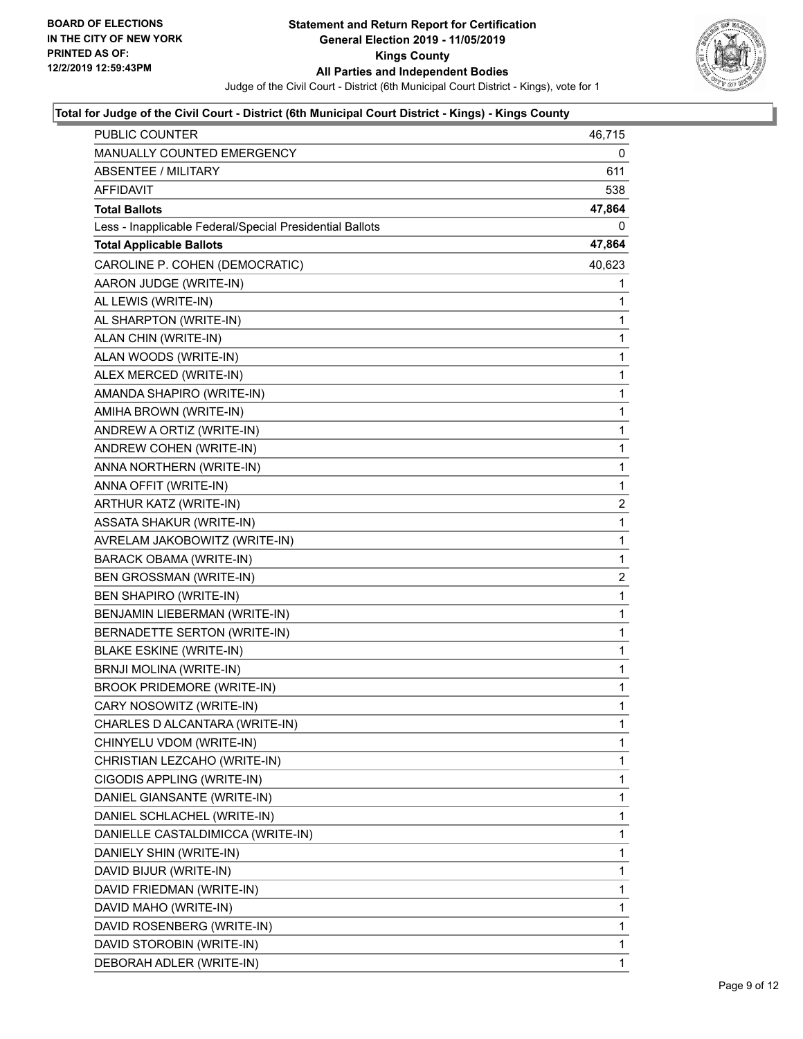**BOARD OF ELECTIONS IN THE CITY OF NEW YORK PRINTED AS OF: 12/2/2019 12:59:43PM**

# Statement and Return Report for Certification General Election 2019 - 11/05/2019 Kings County All Parties and Independent Bodies

Judge of the Civil Court - District (6th Municipal Court District - Kings), vote for 1

### Total for Judge of the Civil Court - District (6th Municipal Court District - Kings) - Kings County

| | |
|---|---|
| PUBLIC COUNTER | 46,715 |
| MANUALLY COUNTED EMERGENCY | 0 |
| ABSENTEE / MILITARY | 611 |
| AFFIDAVIT | 538 |
| **Total Ballots** | **47,864** |
| Less - Inapplicable Federal/Special Presidential Ballots | 0 |
| **Total Applicable Ballots** | **47,864** |
| CAROLINE P. COHEN (DEMOCRATIC) | 40,623 |
| AARON JUDGE (WRITE-IN) | 1 |
| AL LEWIS (WRITE-IN) | 1 |
| AL SHARPTON (WRITE-IN) | 1 |
| ALAN CHIN (WRITE-IN) | 1 |
| ALAN WOODS (WRITE-IN) | 1 |
| ALEX MERCED (WRITE-IN) | 1 |
| AMANDA SHAPIRO (WRITE-IN) | 1 |
| AMIHA BROWN (WRITE-IN) | 1 |
| ANDREW A ORTIZ (WRITE-IN) | 1 |
| ANDREW COHEN (WRITE-IN) | 1 |
| ANNA NORTHERN (WRITE-IN) | 1 |
| ANNA OFFIT (WRITE-IN) | 1 |
| ARTHUR KATZ (WRITE-IN) | 2 |
| ASSATA SHAKUR (WRITE-IN) | 1 |
| AVRELAM JAKOBOWITZ (WRITE-IN) | 1 |
| BARACK OBAMA (WRITE-IN) | 1 |
| BEN GROSSMAN (WRITE-IN) | 2 |
| BEN SHAPIRO (WRITE-IN) | 1 |
| BENJAMIN LIEBERMAN (WRITE-IN) | 1 |
| BERNADETTE SERTON (WRITE-IN) | 1 |
| BLAKE ESKINE (WRITE-IN) | 1 |
| BRNJI MOLINA (WRITE-IN) | 1 |
| BROOK PRIDEMORE (WRITE-IN) | 1 |
| CARY NOSOWITZ (WRITE-IN) | 1 |
| CHARLES D ALCANTARA (WRITE-IN) | 1 |
| CHINYELU VDOM (WRITE-IN) | 1 |
| CHRISTIAN LEZCAHO (WRITE-IN) | 1 |
| CIGODIS APPLING (WRITE-IN) | 1 |
| DANIEL GIANSANTE (WRITE-IN) | 1 |
| DANIEL SCHLACHEL (WRITE-IN) | 1 |
| DANIELLE CASTALDIMICCA (WRITE-IN) | 1 |
| DANIELY SHIN (WRITE-IN) | 1 |
| DAVID BIJUR (WRITE-IN) | 1 |
| DAVID FRIEDMAN (WRITE-IN) | 1 |
| DAVID MAHO (WRITE-IN) | 1 |
| DAVID ROSENBERG (WRITE-IN) | 1 |
| DAVID STOROBIN (WRITE-IN) | 1 |
| DEBORAH ADLER (WRITE-IN) | 1 |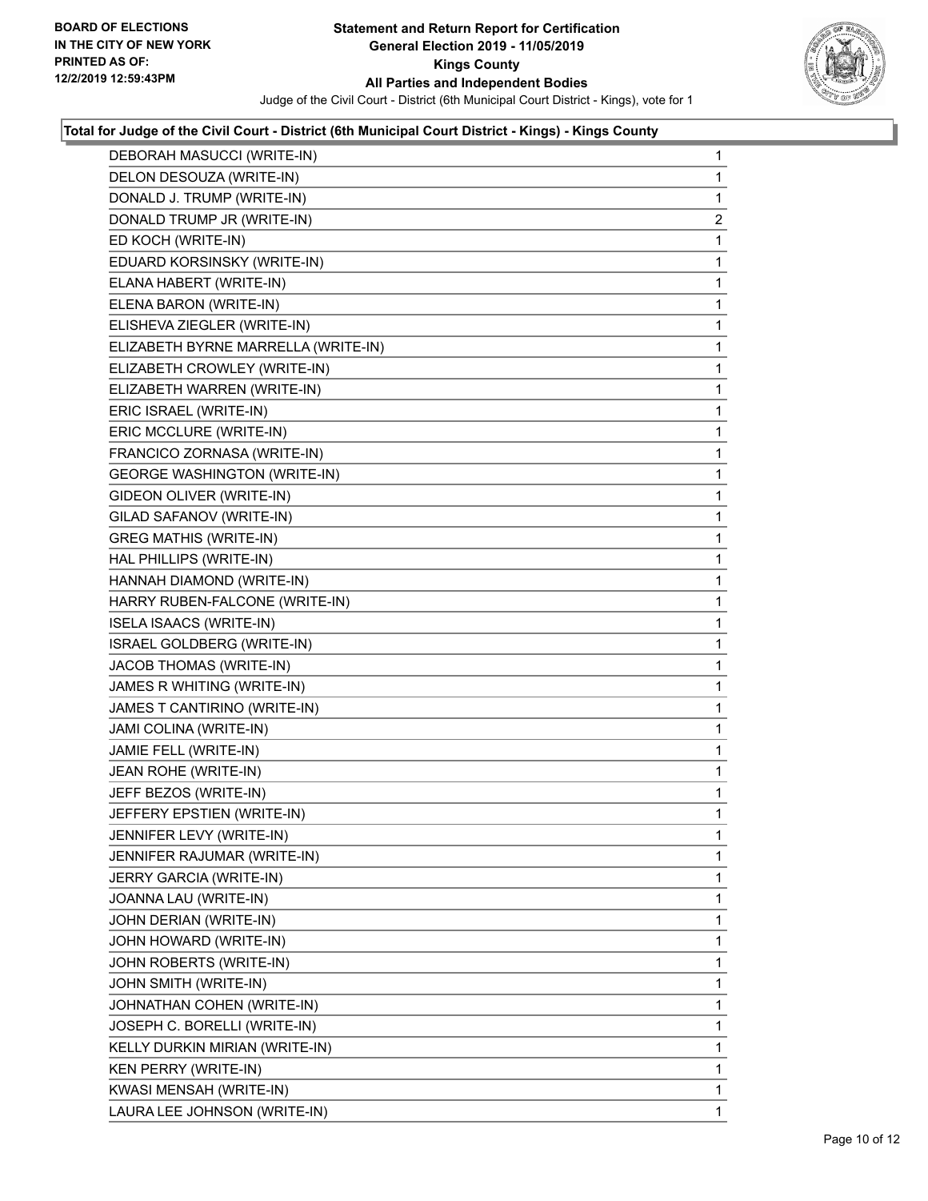**Statement and Return Report for Certification**
**General Election 2019 - 11/05/2019**
**Kings County**
**All Parties and Independent Bodies**
Judge of the Civil Court - District (6th Municipal Court District - Kings), vote for 1

BOARD OF ELECTIONS IN THE CITY OF NEW YORK
PRINTED AS OF: 12/2/2019 12:59:43PM

### Total for Judge of the Civil Court - District (6th Municipal Court District - Kings) - Kings County

| Candidate | Votes |
|---|---|
| DEBORAH MASUCCI (WRITE-IN) | 1 |
| DELON DESOUZA (WRITE-IN) | 1 |
| DONALD J. TRUMP (WRITE-IN) | 1 |
| DONALD TRUMP JR (WRITE-IN) | 2 |
| ED KOCH (WRITE-IN) | 1 |
| EDUARD KORSINSKY (WRITE-IN) | 1 |
| ELANA HABERT (WRITE-IN) | 1 |
| ELENA BARON (WRITE-IN) | 1 |
| ELISHEVA ZIEGLER (WRITE-IN) | 1 |
| ELIZABETH BYRNE MARRELLA (WRITE-IN) | 1 |
| ELIZABETH CROWLEY (WRITE-IN) | 1 |
| ELIZABETH WARREN (WRITE-IN) | 1 |
| ERIC ISRAEL (WRITE-IN) | 1 |
| ERIC MCCLURE (WRITE-IN) | 1 |
| FRANCICO ZORNASA (WRITE-IN) | 1 |
| GEORGE WASHINGTON (WRITE-IN) | 1 |
| GIDEON OLIVER (WRITE-IN) | 1 |
| GILAD SAFANOV (WRITE-IN) | 1 |
| GREG MATHIS (WRITE-IN) | 1 |
| HAL PHILLIPS (WRITE-IN) | 1 |
| HANNAH DIAMOND (WRITE-IN) | 1 |
| HARRY RUBEN-FALCONE (WRITE-IN) | 1 |
| ISELA ISAACS (WRITE-IN) | 1 |
| ISRAEL GOLDBERG (WRITE-IN) | 1 |
| JACOB THOMAS (WRITE-IN) | 1 |
| JAMES R WHITING (WRITE-IN) | 1 |
| JAMES T CANTIRINO (WRITE-IN) | 1 |
| JAMI COLINA (WRITE-IN) | 1 |
| JAMIE FELL (WRITE-IN) | 1 |
| JEAN ROHE (WRITE-IN) | 1 |
| JEFF BEZOS (WRITE-IN) | 1 |
| JEFFERY EPSTIEN (WRITE-IN) | 1 |
| JENNIFER LEVY (WRITE-IN) | 1 |
| JENNIFER RAJUMAR (WRITE-IN) | 1 |
| JERRY GARCIA (WRITE-IN) | 1 |
| JOANNA LAU (WRITE-IN) | 1 |
| JOHN DERIAN (WRITE-IN) | 1 |
| JOHN HOWARD (WRITE-IN) | 1 |
| JOHN ROBERTS (WRITE-IN) | 1 |
| JOHN SMITH (WRITE-IN) | 1 |
| JOHNATHAN COHEN (WRITE-IN) | 1 |
| JOSEPH C. BORELLI (WRITE-IN) | 1 |
| KELLY DURKIN MIRIAN (WRITE-IN) | 1 |
| KEN PERRY (WRITE-IN) | 1 |
| KWASI MENSAH (WRITE-IN) | 1 |
| LAURA LEE JOHNSON (WRITE-IN) | 1 |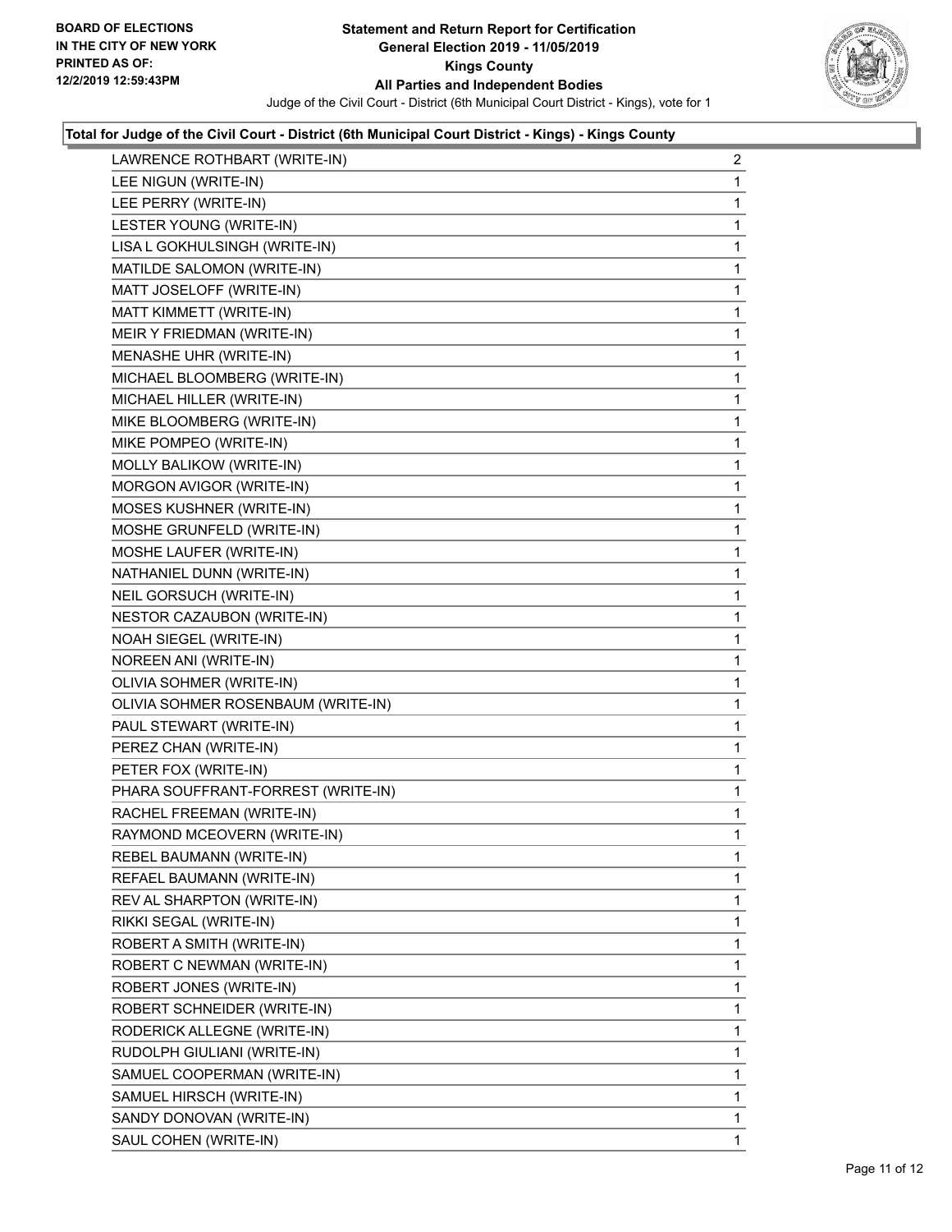BOARD OF ELECTIONS
IN THE CITY OF NEW YORK
PRINTED AS OF:
12/2/2019 12:59:43PM

**Statement and Return Report for Certification**
**General Election 2019 - 11/05/2019**
**Kings County**
**All Parties and Independent Bodies**
Judge of the Civil Court - District (6th Municipal Court District - Kings), vote for 1

**Total for Judge of the Civil Court - District (6th Municipal Court District - Kings) - Kings County**

| | |
|---|---|
| LAWRENCE ROTHBART (WRITE-IN) | 2 |
| LEE NIGUN (WRITE-IN) | 1 |
| LEE PERRY (WRITE-IN) | 1 |
| LESTER YOUNG (WRITE-IN) | 1 |
| LISA L GOKHULSINGH (WRITE-IN) | 1 |
| MATILDE SALOMON (WRITE-IN) | 1 |
| MATT JOSELOFF (WRITE-IN) | 1 |
| MATT KIMMETT (WRITE-IN) | 1 |
| MEIR Y FRIEDMAN (WRITE-IN) | 1 |
| MENASHE UHR (WRITE-IN) | 1 |
| MICHAEL BLOOMBERG (WRITE-IN) | 1 |
| MICHAEL HILLER (WRITE-IN) | 1 |
| MIKE BLOOMBERG (WRITE-IN) | 1 |
| MIKE POMPEO (WRITE-IN) | 1 |
| MOLLY BALIKOW (WRITE-IN) | 1 |
| MORGON AVIGOR (WRITE-IN) | 1 |
| MOSES KUSHNER (WRITE-IN) | 1 |
| MOSHE GRUNFELD (WRITE-IN) | 1 |
| MOSHE LAUFER (WRITE-IN) | 1 |
| NATHANIEL DUNN (WRITE-IN) | 1 |
| NEIL GORSUCH (WRITE-IN) | 1 |
| NESTOR CAZAUBON (WRITE-IN) | 1 |
| NOAH SIEGEL (WRITE-IN) | 1 |
| NOREEN ANI (WRITE-IN) | 1 |
| OLIVIA SOHMER (WRITE-IN) | 1 |
| OLIVIA SOHMER ROSENBAUM (WRITE-IN) | 1 |
| PAUL STEWART (WRITE-IN) | 1 |
| PEREZ CHAN (WRITE-IN) | 1 |
| PETER FOX (WRITE-IN) | 1 |
| PHARA SOUFFRANT-FORREST (WRITE-IN) | 1 |
| RACHEL FREEMAN (WRITE-IN) | 1 |
| RAYMOND MCEOVERN (WRITE-IN) | 1 |
| REBEL BAUMANN (WRITE-IN) | 1 |
| REFAEL BAUMANN (WRITE-IN) | 1 |
| REV AL SHARPTON (WRITE-IN) | 1 |
| RIKKI SEGAL (WRITE-IN) | 1 |
| ROBERT A SMITH (WRITE-IN) | 1 |
| ROBERT C NEWMAN (WRITE-IN) | 1 |
| ROBERT JONES (WRITE-IN) | 1 |
| ROBERT SCHNEIDER (WRITE-IN) | 1 |
| RODERICK ALLEGNE (WRITE-IN) | 1 |
| RUDOLPH GIULIANI (WRITE-IN) | 1 |
| SAMUEL COOPERMAN (WRITE-IN) | 1 |
| SAMUEL HIRSCH (WRITE-IN) | 1 |
| SANDY DONOVAN (WRITE-IN) | 1 |
| SAUL COHEN (WRITE-IN) | 1 |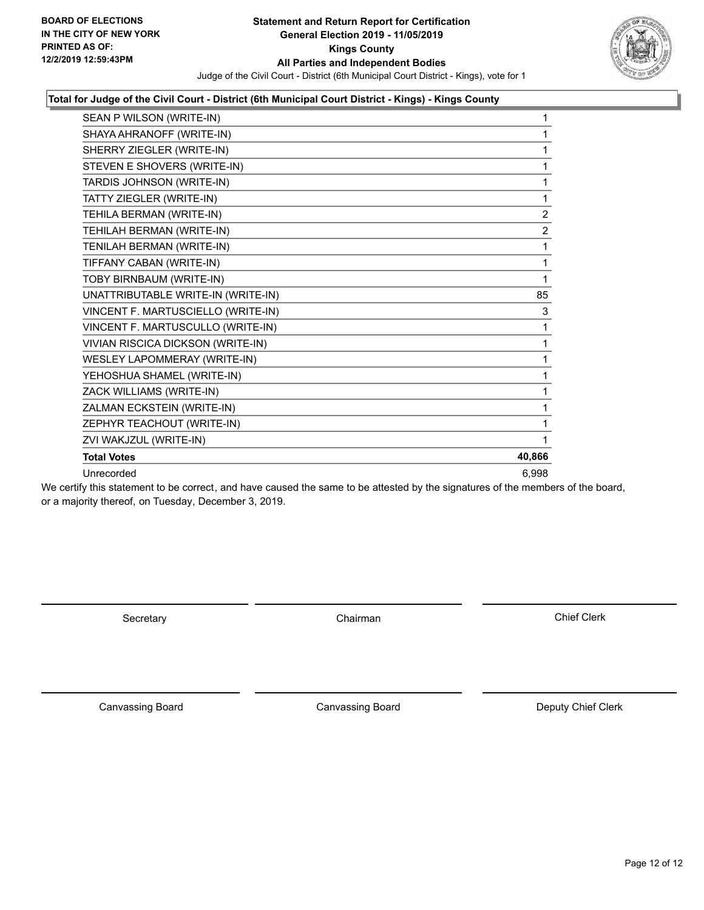**BOARD OF ELECTIONS IN THE CITY OF NEW YORK PRINTED AS OF: 12/2/2019 12:59:43PM**

**Statement and Return Report for Certification General Election 2019 - 11/05/2019 Kings County All Parties and Independent Bodies**

Judge of the Civil Court - District (6th Municipal Court District - Kings), vote for 1

**Total for Judge of the Civil Court - District (6th Municipal Court District - Kings) - Kings County**

| | |
|---|---|
| SEAN P WILSON (WRITE-IN) | 1 |
| SHAYA AHRANOFF (WRITE-IN) | 1 |
| SHERRY ZIEGLER (WRITE-IN) | 1 |
| STEVEN E SHOVERS (WRITE-IN) | 1 |
| TARDIS JOHNSON (WRITE-IN) | 1 |
| TATTY ZIEGLER (WRITE-IN) | 1 |
| TEHILA BERMAN (WRITE-IN) | 2 |
| TEHILAH BERMAN (WRITE-IN) | 2 |
| TENILAH BERMAN (WRITE-IN) | 1 |
| TIFFANY CABAN (WRITE-IN) | 1 |
| TOBY BIRNBAUM (WRITE-IN) | 1 |
| UNATTRIBUTABLE WRITE-IN (WRITE-IN) | 85 |
| VINCENT F. MARTUSCIELLO (WRITE-IN) | 3 |
| VINCENT F. MARTUSCULLO (WRITE-IN) | 1 |
| VIVIAN RISCICA DICKSON (WRITE-IN) | 1 |
| WESLEY LAPOMMERAY (WRITE-IN) | 1 |
| YEHOSHUA SHAMEL (WRITE-IN) | 1 |
| ZACK WILLIAMS (WRITE-IN) | 1 |
| ZALMAN ECKSTEIN (WRITE-IN) | 1 |
| ZEPHYR TEACHOUT (WRITE-IN) | 1 |
| ZVI WAKJZUL (WRITE-IN) | 1 |
| **Total Votes** | **40,866** |
| Unrecorded | 6,998 |

We certify this statement to be correct, and have caused the same to be attested by the signatures of the members of the board, or a majority thereof, on Tuesday, December 3, 2019.

Secretary | Chairman | Chief Clerk

Canvassing Board | Canvassing Board | Deputy Chief Clerk